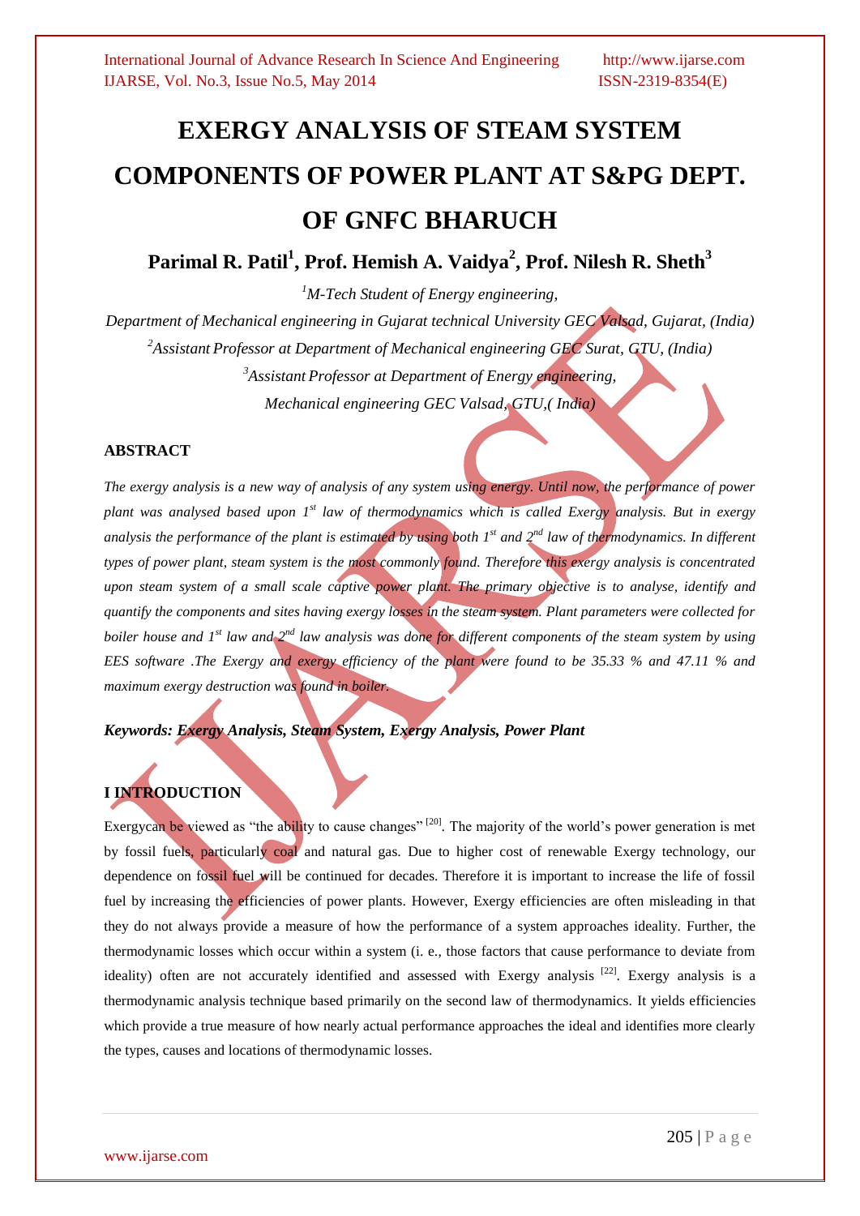# EXERGY ANALYSIS OF STEAM SYSTEM COMPONENTS OF POWER PLANT AT S&PG DEPT. OF GNFC BHARUCH

**Parimal R. Patil[1], Prof. Hemish A. Vaidya[2], Prof. Nilesh R. Sheth[3]**

*[1]M-Tech Student of Energy engineering,*

*Department of Mechanical engineering in Gujarat technical University GEC Valsad, Gujarat, (India)*

*[2]Assistant Professor at Department of Mechanical engineering GEC Surat, GTU, (India)*

*[3]Assistant Professor at Department of Energy engineering,*

*Mechanical engineering GEC Valsad, GTU,( India)*

## ABSTRACT

*The exergy analysis is a new way of analysis of any system using energy. Until now, the performance of power plant was analysed based upon 1st law of thermodynamics which is called Exergy analysis. But in exergy analysis the performance of the plant is estimated by using both 1st and 2nd law of thermodynamics. In different types of power plant, steam system is the most commonly found. Therefore this exergy analysis is concentrated upon steam system of a small scale captive power plant. The primary objective is to analyse, identify and quantify the components and sites having exergy losses in the steam system. Plant parameters were collected for boiler house and 1st law and 2nd law analysis was done for different components of the steam system by using EES software .The Exergy and exergy efficiency of the plant were found to be 35.33 % and 47.11 % and maximum exergy destruction was found in boiler.*

***Keywords: Exergy Analysis, Steam System, Exergy Analysis, Power Plant***

## I INTRODUCTION

Exergycan be viewed as "the ability to cause changes" [20]. The majority of the world's power generation is met by fossil fuels, particularly coal and natural gas. Due to higher cost of renewable Exergy technology, our dependence on fossil fuel will be continued for decades. Therefore it is important to increase the life of fossil fuel by increasing the efficiencies of power plants. However, Exergy efficiencies are often misleading in that they do not always provide a measure of how the performance of a system approaches ideality. Further, the thermodynamic losses which occur within a system (i. e., those factors that cause performance to deviate from ideality) often are not accurately identified and assessed with Exergy analysis [22]. Exergy analysis is a thermodynamic analysis technique based primarily on the second law of thermodynamics. It yields efficiencies which provide a true measure of how nearly actual performance approaches the ideal and identifies more clearly the types, causes and locations of thermodynamic losses.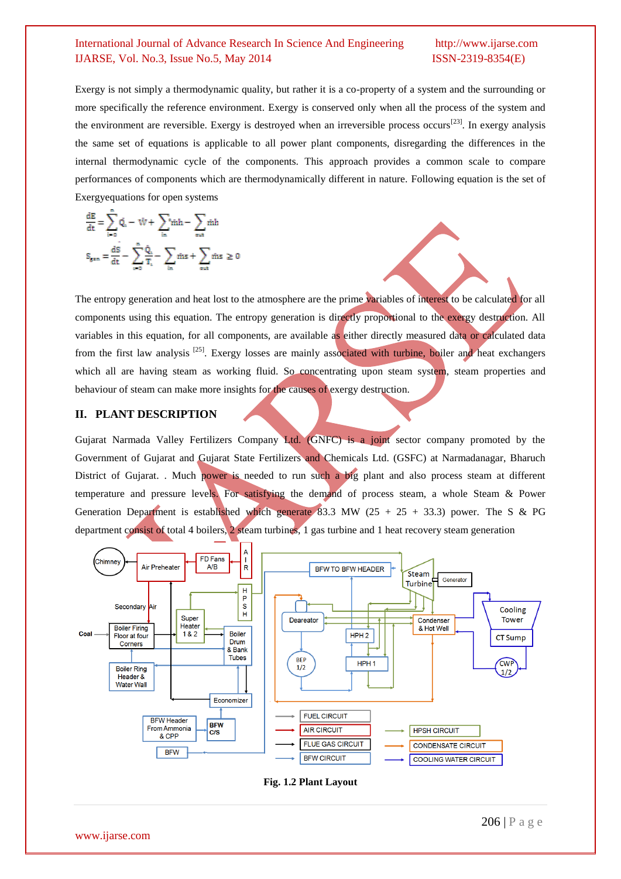Exergy is not simply a thermodynamic quality, but rather it is a co-property of a system and the surrounding or more specifically the reference environment. Exergy is conserved only when all the process of the system and the environment are reversible. Exergy is destroyed when an irreversible process occurs[23]. In exergy analysis the same set of equations is applicable to all power plant components, disregarding the differences in the internal thermodynamic cycle of the components. This approach provides a common scale to compare performances of components which are thermodynamically different in nature. Following equation is the set of Exergyequations for open systems

$$\frac{dE}{dt} = \sum_{i=0}^{n} \dot{Q}_i - \dot{W} + \sum_{in} \dot{m}h - \sum_{out} \dot{m}h$$

$$S_{gen} = \frac{dS}{dt} - \sum_{i=0}^{n} \frac{\dot{Q}_i}{T_i} - \sum_{in} \dot{m}s + \sum_{out} \dot{m}s \geq 0$$

The entropy generation and heat lost to the atmosphere are the prime variables of interest to be calculated for all components using this equation. The entropy generation is directly proportional to the exergy destruction. All variables in this equation, for all components, are available as either directly measured data or calculated data from the first law analysis [25]. Exergy losses are mainly associated with turbine, boiler and heat exchangers which all are having steam as working fluid. So concentrating upon steam system, steam properties and behaviour of steam can make more insights for the causes of exergy destruction.

## II. PLANT DESCRIPTION

Gujarat Narmada Valley Fertilizers Company Ltd. (GNFC) is a joint sector company promoted by the Government of Gujarat and Gujarat State Fertilizers and Chemicals Ltd. (GSFC) at Narmadanagar, Bharuch District of Gujarat. . Much power is needed to run such a big plant and also process steam at different temperature and pressure levels. For satisfying the demand of process steam, a whole Steam & Power Generation Department is established which generate 83.3 MW (25 + 25 + 33.3) power. The S & PG department consist of total 4 boilers, 2 steam turbines, 1 gas turbine and 1 heat recovery steam generation

**Fig. 1.2 Plant Layout**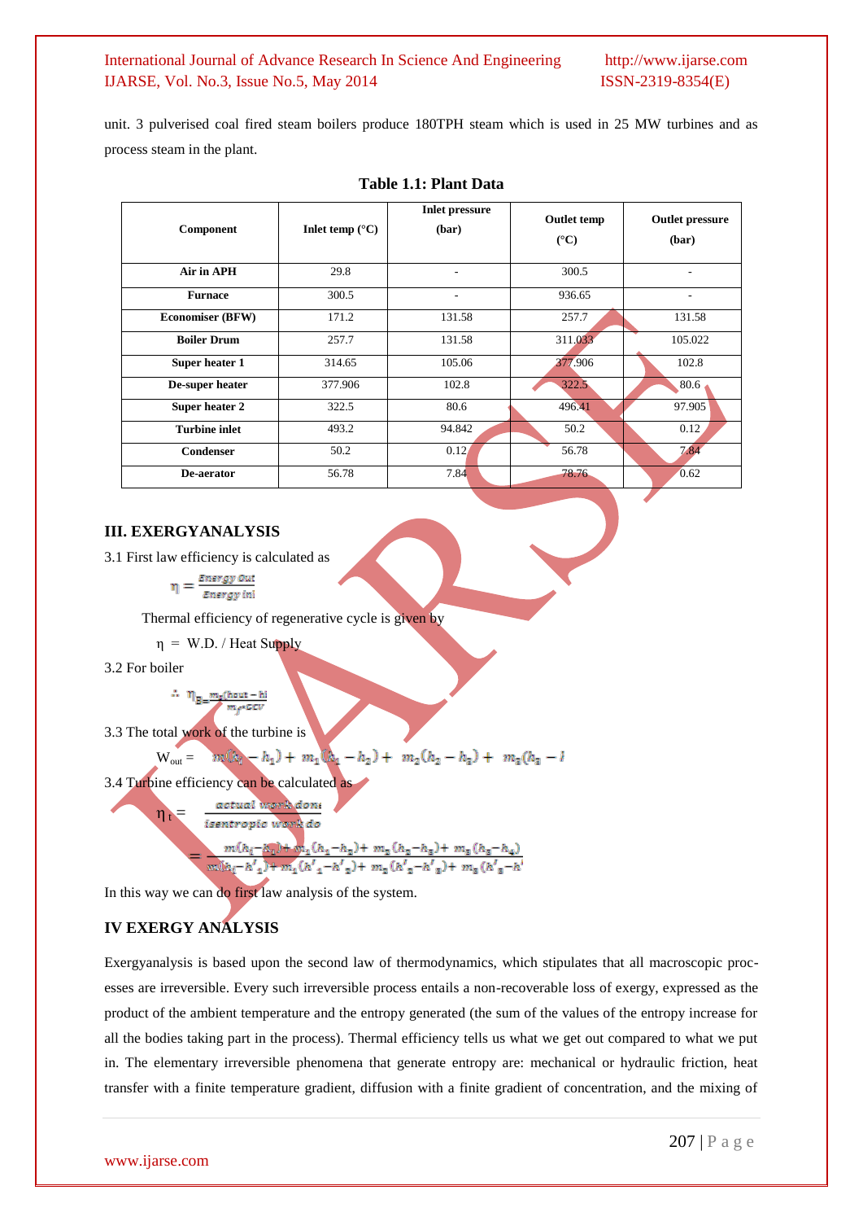unit. 3 pulverised coal fired steam boilers produce 180TPH steam which is used in 25 MW turbines and as process steam in the plant.

**Table 1.1: Plant Data**

| Component | Inlet temp (°C) | Inlet pressure (bar) | Outlet temp (°C) | Outlet pressure (bar) |
|---|---|---|---|---|
| **Air in APH** | 29.8 | - | 300.5 | - |
| **Furnace** | 300.5 | - | 936.65 | - |
| **Economiser (BFW)** | 171.2 | 131.58 | 257.7 | 131.58 |
| **Boiler Drum** | 257.7 | 131.58 | 311.033 | 105.022 |
| **Super heater 1** | 314.65 | 105.06 | 377.906 | 102.8 |
| **De-super heater** | 377.906 | 102.8 | 322.5 | 80.6 |
| **Super heater 2** | 322.5 | 80.6 | 496.41 | 97.905 |
| **Turbine inlet** | 493.2 | 94.842 | 50.2 | 0.12 |
| **Condenser** | 50.2 | 0.12 | 56.78 | 7.84 |
| **De-aerator** | 56.78 | 7.84 | 78.76 | 0.62 |

## III. EXERGYANALYSIS

3.1 First law efficiency is calculated as

$$\eta = \frac{Energy\ Out}{Energy\ in}$$

Thermal efficiency of regenerative cycle is given by

$\eta$ = W.D. / Heat Supply

3.2 For boiler

$$\therefore \eta_B = \frac{m_s(hout - hi)}{m_f * GCV}$$

3.3 The total work of the turbine is

$$W_{out} = m(h_i - h_1) + m_1(h_1 - h_2) + m_2(h_2 - h_3) + m_3(h_3 - h$$

3.4 Turbine efficiency can be calculated as

$$\eta_t = \frac{actual\ work\ done}{isentropic\ work\ do}$$

$$= \frac{m(h_i - h_1) + m_1(h_1 - h_2) + m_2(h_2 - h_3) + m_3(h_3 - h_4)}{m(h_i - h'_1) + m_1(h'_1 - h'_2) + m_2(h'_2 - h'_3) + m_3(h'_3 - h'}$$

In this way we can do first law analysis of the system.

## IV EXERGY ANALYSIS

Exergyanalysis is based upon the second law of thermodynamics, which stipulates that all macroscopic processes are irreversible. Every such irreversible process entails a non-recoverable loss of exergy, expressed as the product of the ambient temperature and the entropy generated (the sum of the values of the entropy increase for all the bodies taking part in the process). Thermal efficiency tells us what we get out compared to what we put in. The elementary irreversible phenomena that generate entropy are: mechanical or hydraulic friction, heat transfer with a finite temperature gradient, diffusion with a finite gradient of concentration, and the mixing of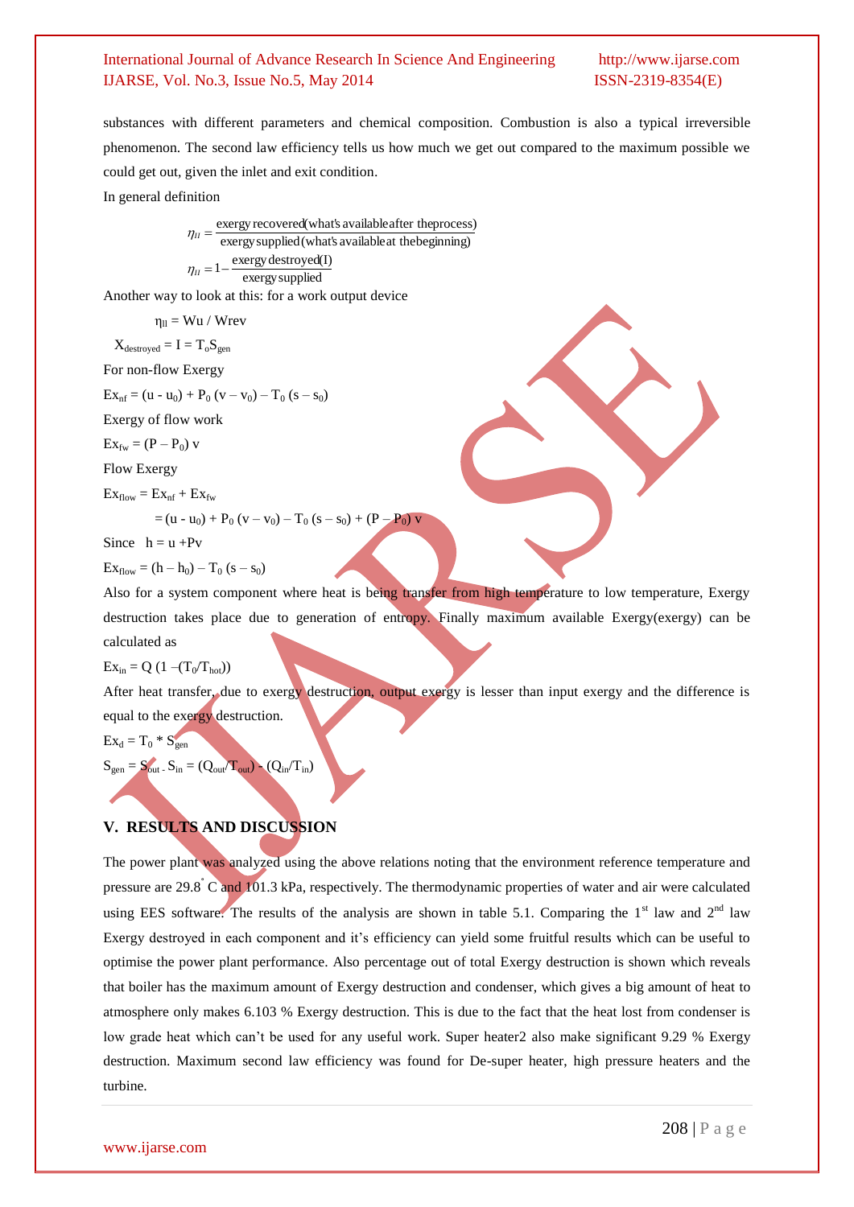substances with different parameters and chemical composition. Combustion is also a typical irreversible phenomenon. The second law efficiency tells us how much we get out compared to the maximum possible we could get out, given the inlet and exit condition.

In general definition

$$\eta_{II} = \frac{\text{exergy recovered(what's available after the process)}}{\text{exergy supplied (what's available at the beginning)}}$$

$$\eta_{II} = 1 - \frac{\text{exergy destroyed(I)}}{\text{exergy supplied}}$$

Another way to look at this: for a work output device

$\eta_{II} = W_u / W_{rev}$

$X_{destroyed} = I = T_o S_{gen}$

For non-flow Exergy

$Ex_{nf} = (u - u_0) + P_0 (v - v_0) - T_0 (s - s_0)$

Exergy of flow work

$Ex_{fw} = (P - P_0)\, v$

Flow Exergy

$Ex_{flow} = Ex_{nf} + Ex_{fw}$

$= (u - u_0) + P_0 (v - v_0) - T_0 (s - s_0) + (P - P_0)\, v$

Since $h = u + Pv$

$Ex_{flow} = (h - h_0) - T_0 (s - s_0)$

Also for a system component where heat is being transfer from high temperature to low temperature, Exergy destruction takes place due to generation of entropy. Finally maximum available Exergy(exergy) can be calculated as

$Ex_{in} = Q\, (1 - (T_0/T_{hot}))$

After heat transfer, due to exergy destruction, output exergy is lesser than input exergy and the difference is equal to the exergy destruction.

$Ex_d = T_0 * S_{gen}$

$S_{gen} = S_{out} - S_{in} = (Q_{out}/T_{out}) - (Q_{in}/T_{in})$

## V. RESULTS AND DISCUSSION

The power plant was analyzed using the above relations noting that the environment reference temperature and pressure are 29.8° C and 101.3 kPa, respectively. The thermodynamic properties of water and air were calculated using EES software. The results of the analysis are shown in table 5.1. Comparing the 1st law and 2nd law Exergy destroyed in each component and it's efficiency can yield some fruitful results which can be useful to optimise the power plant performance. Also percentage out of total Exergy destruction is shown which reveals that boiler has the maximum amount of Exergy destruction and condenser, which gives a big amount of heat to atmosphere only makes 6.103 % Exergy destruction. This is due to the fact that the heat lost from condenser is low grade heat which can't be used for any useful work. Super heater2 also make significant 9.29 % Exergy destruction. Maximum second law efficiency was found for De-super heater, high pressure heaters and the turbine.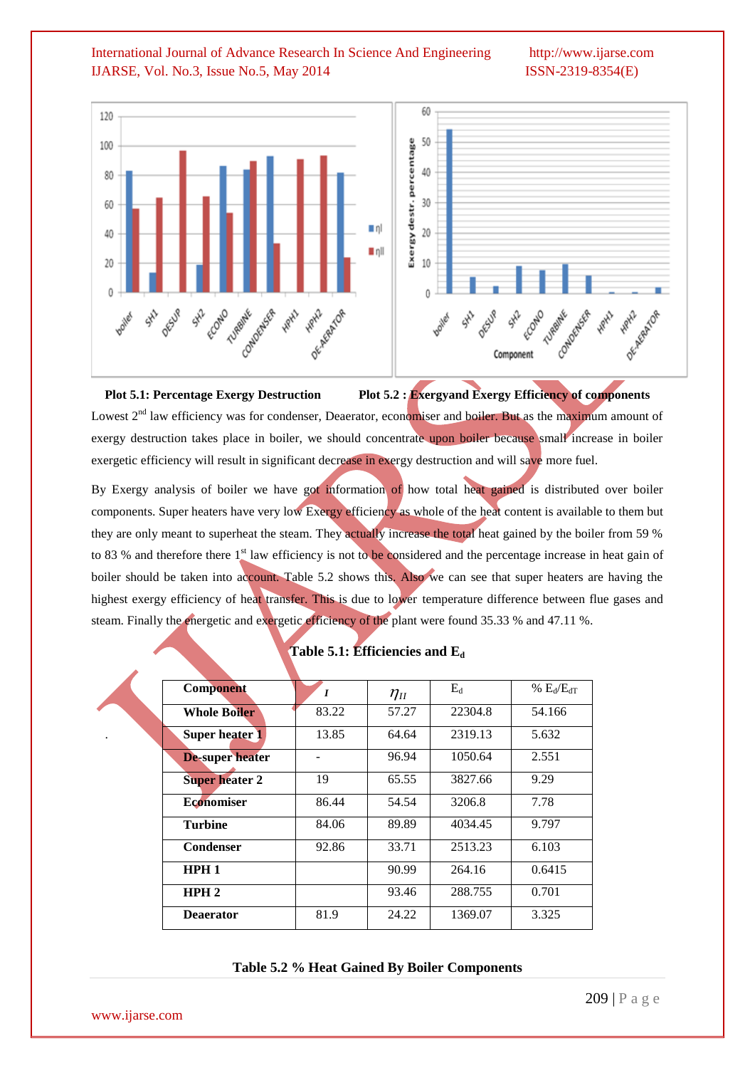**Plot 5.1: Percentage Exergy Destruction** **Plot 5.2 : Exergyand Exergy Efficiency of components**

Lowest 2nd law efficiency was for condenser, Deaerator, economiser and boiler. But as the maximum amount of exergy destruction takes place in boiler, we should concentrate upon boiler because small increase in boiler exergetic efficiency will result in significant decrease in exergy destruction and will save more fuel.

By Exergy analysis of boiler we have got information of how total heat gained is distributed over boiler components. Super heaters have very low Exergy efficiency as whole of the heat content is available to them but they are only meant to superheat the steam. They actually increase the total heat gained by the boiler from 59 % to 83 % and therefore there 1st law efficiency is not to be considered and the percentage increase in heat gain of boiler should be taken into account. Table 5.2 shows this. Also we can see that super heaters are having the highest exergy efficiency of heat transfer. This is due to lower temperature difference between flue gases and steam. Finally the energetic and exergetic efficiency of the plant were found 35.33 % and 47.11 %.

**Table 5.1: Efficiencies and $E_d$**

| Component | $I$ | $\eta_{II}$ | $E_d$ | % $E_d/E_{dT}$ |
|---|---|---|---|---|
| **Whole Boiler** | 83.22 | 57.27 | 22304.8 | 54.166 |
| **Super heater 1** | 13.85 | 64.64 | 2319.13 | 5.632 |
| **De-super heater** | - | 96.94 | 1050.64 | 2.551 |
| **Super heater 2** | 19 | 65.55 | 3827.66 | 9.29 |
| **Economiser** | 86.44 | 54.54 | 3206.8 | 7.78 |
| **Turbine** | 84.06 | 89.89 | 4034.45 | 9.797 |
| **Condenser** | 92.86 | 33.71 | 2513.23 | 6.103 |
| **HPH 1** | | 90.99 | 264.16 | 0.6415 |
| **HPH 2** | | 93.46 | 288.755 | 0.701 |
| **Deaerator** | 81.9 | 24.22 | 1369.07 | 3.325 |

**Table 5.2 % Heat Gained By Boiler Components**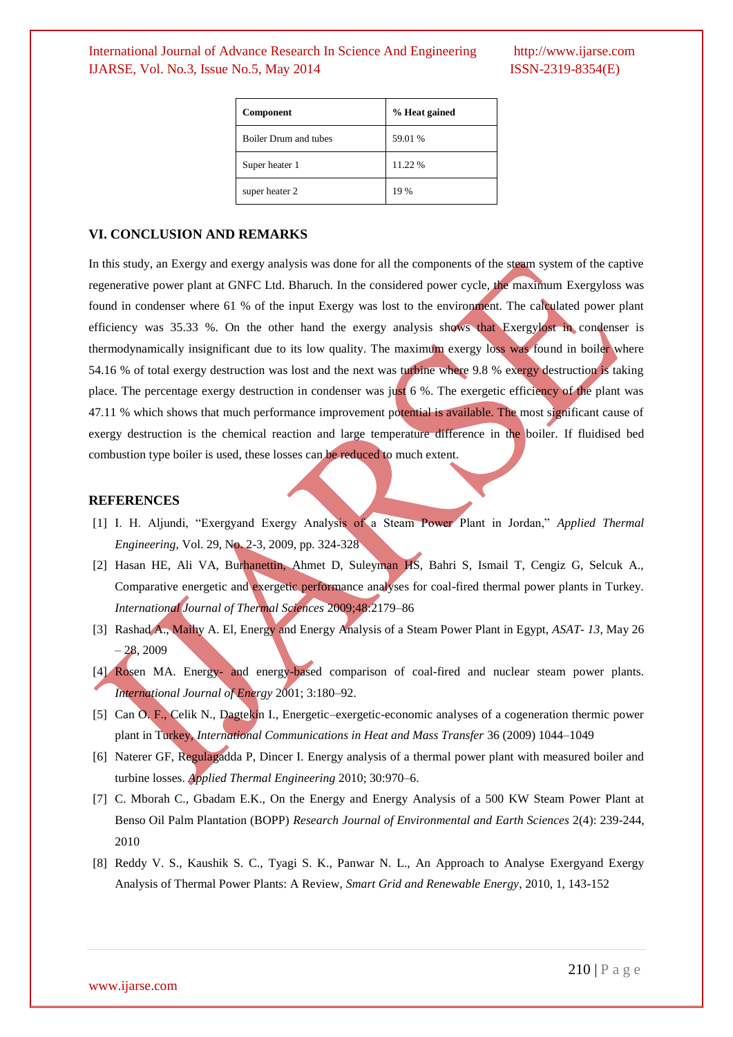| Component | % Heat gained |
| --- | --- |
| Boiler Drum and tubes | 59.01 % |
| Super heater 1 | 11.22 % |
| super heater 2 | 19 % |

## VI. CONCLUSION AND REMARKS

In this study, an Exergy and exergy analysis was done for all the components of the steam system of the captive regenerative power plant at GNFC Ltd. Bharuch. In the considered power cycle, the maximum Exergyloss was found in condenser where 61 % of the input Exergy was lost to the environment. The calculated power plant efficiency was 35.33 %. On the other hand the exergy analysis shows that Exergylost in condenser is thermodynamically insignificant due to its low quality. The maximum exergy loss was found in boiler where 54.16 % of total exergy destruction was lost and the next was turbine where 9.8 % exergy destruction is taking place. The percentage exergy destruction in condenser was just 6 %. The exergetic efficiency of the plant was 47.11 % which shows that much performance improvement potential is available. The most significant cause of exergy destruction is the chemical reaction and large temperature difference in the boiler. If fluidised bed combustion type boiler is used, these losses can be reduced to much extent.

## REFERENCES

[1] I. H. Aljundi, "Exergyand Exergy Analysis of a Steam Power Plant in Jordan," *Applied Thermal Engineering*, Vol. 29, No. 2-3, 2009, pp. 324-328

[2] Hasan HE, Ali VA, Burhanettin, Ahmet D, Suleyman HS, Bahri S, Ismail T, Cengiz G, Selcuk A., Comparative energetic and exergetic performance analyses for coal-fired thermal power plants in Turkey. *International Journal of Thermal Sciences* 2009;48:2179–86

[3] Rashad A., Maihy A. El, Energy and Energy Analysis of a Steam Power Plant in Egypt, *ASAT- 13,* May 26 – 28, 2009

[4] Rosen MA. Energy- and energy-based comparison of coal-fired and nuclear steam power plants. *International Journal of Energy* 2001; 3:180–92.

[5] Can O. F., Celik N., Dagtekin I., Energetic–exergetic-economic analyses of a cogeneration thermic power plant in Turkey, *International Communications in Heat and Mass Transfer* 36 (2009) 1044–1049

[6] Naterer GF, Regulagadda P, Dincer I. Energy analysis of a thermal power plant with measured boiler and turbine losses. *Applied Thermal Engineering* 2010; 30:970–6.

[7] C. Mborah C., Gbadam E.K., On the Energy and Energy Analysis of a 500 KW Steam Power Plant at Benso Oil Palm Plantation (BOPP) *Research Journal of Environmental and Earth Sciences* 2(4): 239-244, 2010

[8] Reddy V. S., Kaushik S. C., Tyagi S. K., Panwar N. L., An Approach to Analyse Exergyand Exergy Analysis of Thermal Power Plants: A Review, *Smart Grid and Renewable Energy*, 2010, 1, 143-152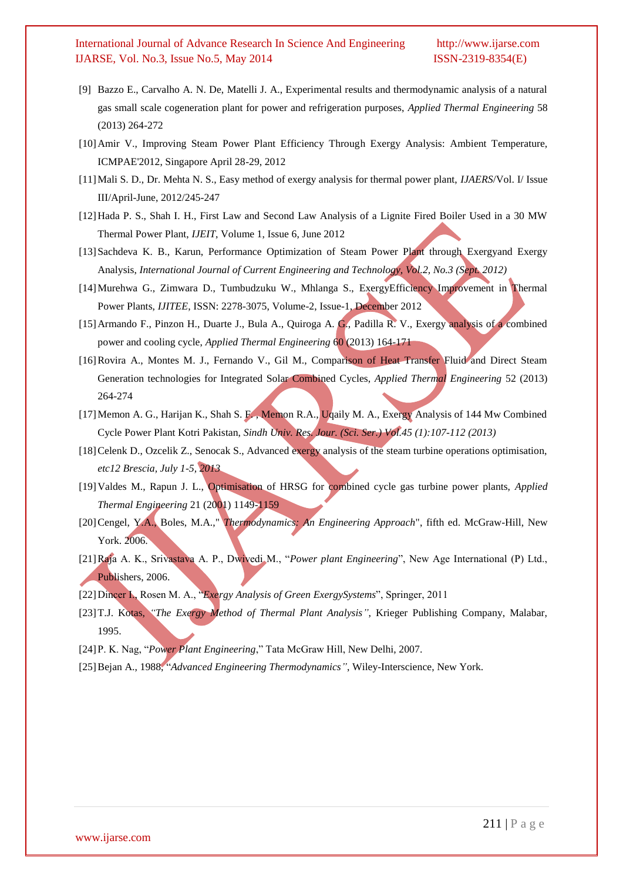[9] Bazzo E., Carvalho A. N. De, Matelli J. A., Experimental results and thermodynamic analysis of a natural gas small scale cogeneration plant for power and refrigeration purposes, *Applied Thermal Engineering* 58 (2013) 264-272

[10] Amir V., Improving Steam Power Plant Efficiency Through Exergy Analysis: Ambient Temperature, ICMPAE'2012, Singapore April 28-29, 2012

[11] Mali S. D., Dr. Mehta N. S., Easy method of exergy analysis for thermal power plant, *IJAERS*/Vol. I/ Issue III/April-June, 2012/245-247

[12] Hada P. S., Shah I. H., First Law and Second Law Analysis of a Lignite Fired Boiler Used in a 30 MW Thermal Power Plant, *IJEIT*, Volume 1, Issue 6, June 2012

[13] Sachdeva K. B., Karun, Performance Optimization of Steam Power Plant through Exergyand Exergy Analysis, *International Journal of Current Engineering and Technology, Vol.2, No.3 (Sept. 2012)*

[14] Murehwa G., Zimwara D., Tumbudzuku W., Mhlanga S., ExergyEfficiency Improvement in Thermal Power Plants, *IJITEE*, ISSN: 2278-3075, Volume-2, Issue-1, December 2012

[15] Armando F., Pinzon H., Duarte J., Bula A., Quiroga A. G., Padilla R. V., Exergy analysis of a combined power and cooling cycle, *Applied Thermal Engineering* 60 (2013) 164-171

[16] Rovira A., Montes M. J., Fernando V., Gil M., Comparison of Heat Transfer Fluid and Direct Steam Generation technologies for Integrated Solar Combined Cycles, *Applied Thermal Engineering* 52 (2013) 264-274

[17] Memon A. G., Harijan K., Shah S. F., Memon R.A., Uqaily M. A., Exergy Analysis of 144 Mw Combined Cycle Power Plant Kotri Pakistan, *Sindh Univ. Res. Jour. (Sci. Ser.) Vol.45 (1):107-112 (2013)*

[18] Celenk D., Ozcelik Z., Senocak S., Advanced exergy analysis of the steam turbine operations optimisation, *etc12 Brescia, July 1-5, 2013*

[19] Valdes M., Rapun J. L., Optimisation of HRSG for combined cycle gas turbine power plants, *Applied Thermal Engineering* 21 (2001) 1149-1159

[20] Cengel, Y.A., Boles, M.A.," *Thermodynamics: An Engineering Approach*", fifth ed. McGraw-Hill, New York. 2006.

[21] Raja A. K., Srivastava A. P., Dwivedi M., "*Power plant Engineering*", New Age International (P) Ltd., Publishers, 2006.

[22] Dincer I., Rosen M. A., "*Exergy Analysis of Green ExergySystems*", Springer, 2011

[23] T.J. Kotas, *"The Exergy Method of Thermal Plant Analysis"*, Krieger Publishing Company, Malabar, 1995.

[24] P. K. Nag, "*Power Plant Engineering*," Tata McGraw Hill, New Delhi, 2007.

[25] Bejan A., 1988, "*Advanced Engineering Thermodynamics"*, Wiley-Interscience, New York.